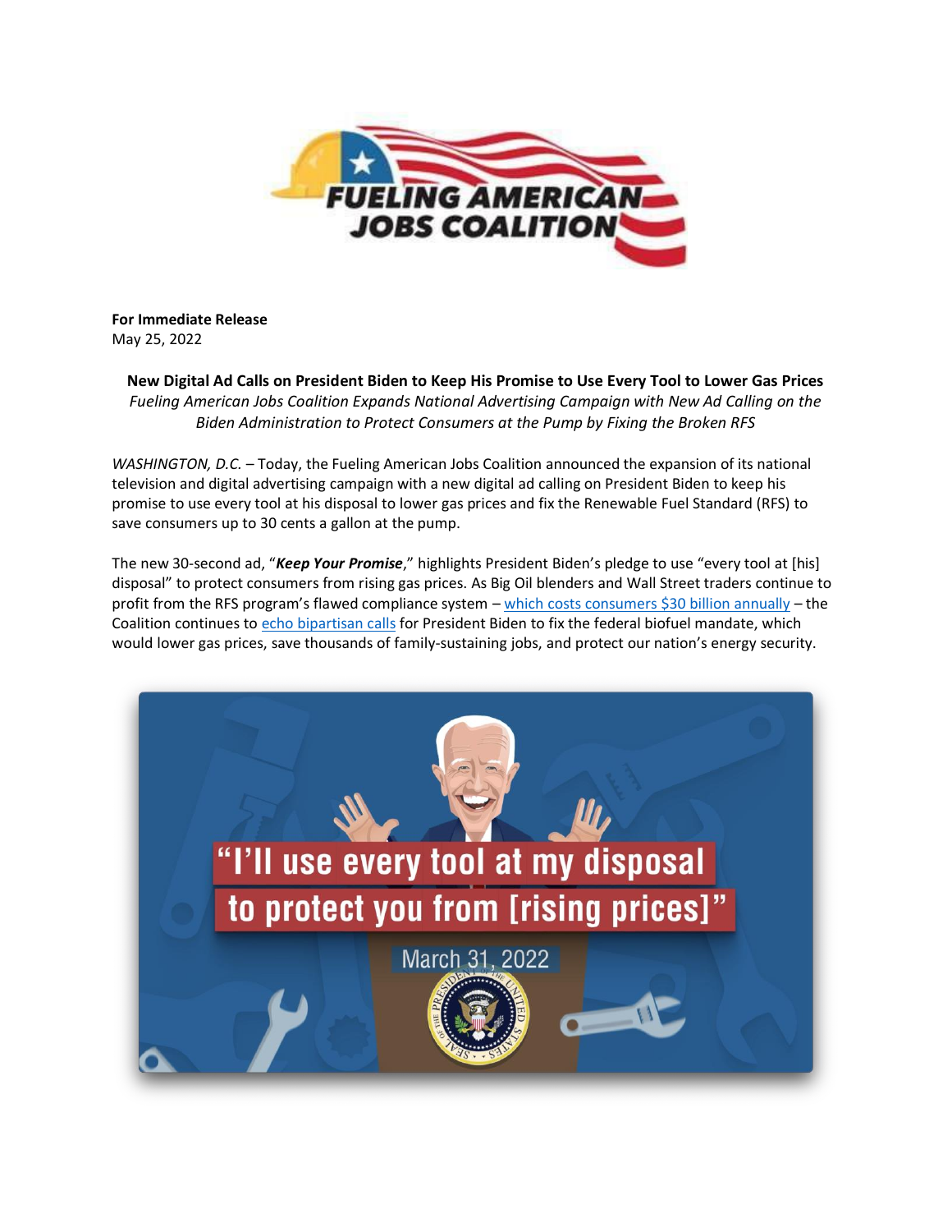**For Immediate Release**
May 25, 2022

**New Digital Ad Calls on President Biden to Keep His Promise to Use Every Tool to Lower Gas Prices**

*Fueling American Jobs Coalition Expands National Advertising Campaign with New Ad Calling on the Biden Administration to Protect Consumers at the Pump by Fixing the Broken RFS*

*WASHINGTON, D.C.* – Today, the Fueling American Jobs Coalition announced the expansion of its national television and digital advertising campaign with a new digital ad calling on President Biden to keep his promise to use every tool at his disposal to lower gas prices and fix the Renewable Fuel Standard (RFS) to save consumers up to 30 cents a gallon at the pump.

The new 30-second ad, "***Keep Your Promise***," highlights President Biden's pledge to use "every tool at [his] disposal" to protect consumers from rising gas prices. As Big Oil blenders and Wall Street traders continue to profit from the RFS program's flawed compliance system – which costs consumers $30 billion annually – the Coalition continues to echo bipartisan calls for President Biden to fix the federal biofuel mandate, which would lower gas prices, save thousands of family-sustaining jobs, and protect our nation's energy security.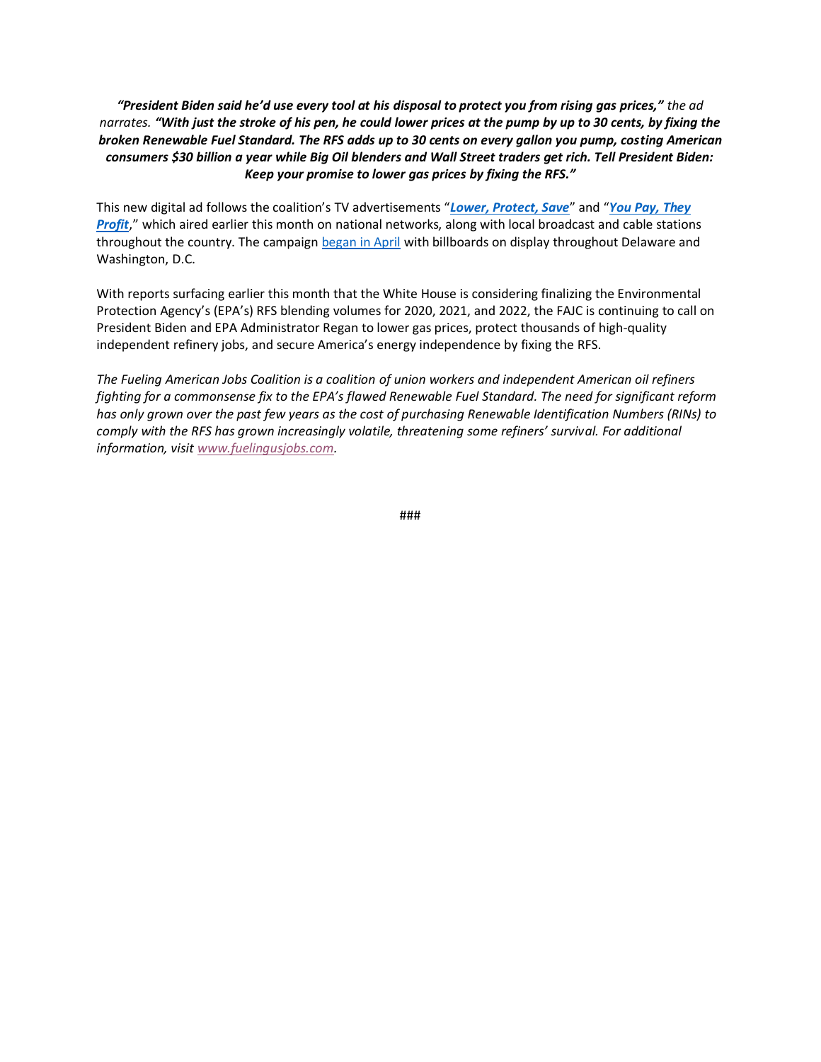***"President Biden said he'd use every tool at his disposal to protect you from rising gas prices,"** the ad narrates. **"With just the stroke of his pen, he could lower prices at the pump by up to 30 cents, by fixing the broken Renewable Fuel Standard. The RFS adds up to 30 cents on every gallon you pump, costing American consumers $30 billion a year while Big Oil blenders and Wall Street traders get rich. Tell President Biden: Keep your promise to lower gas prices by fixing the RFS."***

This new digital ad follows the coalition's TV advertisements "***Lower, Protect, Save***" and "***You Pay, They Profit***," which aired earlier this month on national networks, along with local broadcast and cable stations throughout the country. The campaign began in April with billboards on display throughout Delaware and Washington, D.C.

With reports surfacing earlier this month that the White House is considering finalizing the Environmental Protection Agency's (EPA's) RFS blending volumes for 2020, 2021, and 2022, the FAJC is continuing to call on President Biden and EPA Administrator Regan to lower gas prices, protect thousands of high-quality independent refinery jobs, and secure America's energy independence by fixing the RFS.

*The Fueling American Jobs Coalition is a coalition of union workers and independent American oil refiners fighting for a commonsense fix to the EPA's flawed Renewable Fuel Standard. The need for significant reform has only grown over the past few years as the cost of purchasing Renewable Identification Numbers (RINs) to comply with the RFS has grown increasingly volatile, threatening some refiners' survival. For additional information, visit www.fuelingusjobs.com.*

###